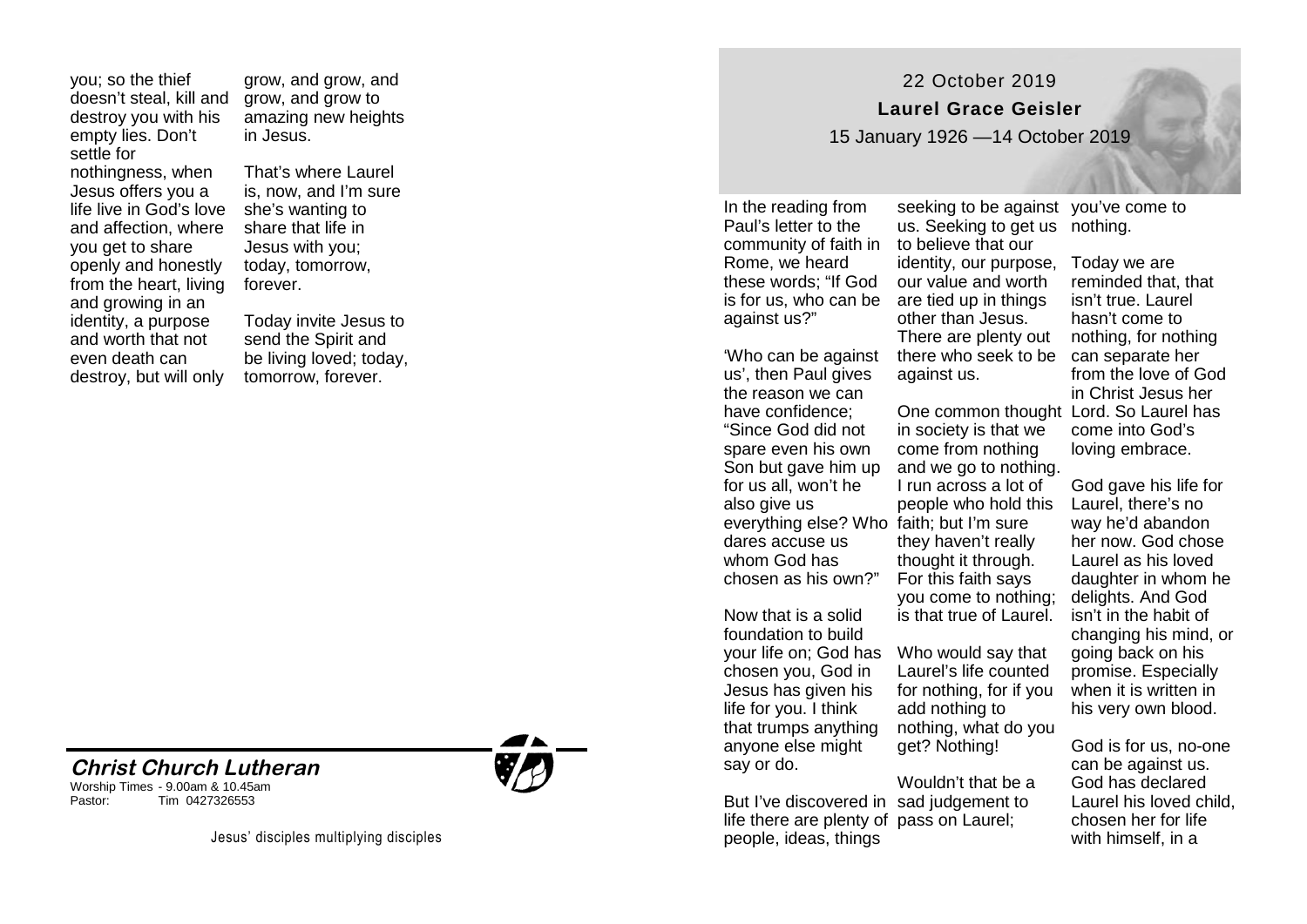you; so the thief doesn't steal, kill and destroy you with his empty lies. Don't settle for nothingness, when Jesus offers you a life live in God's love and affection, where you get to share openly and honestly from the heart, living and growing in an identity, a purpose and worth that not even death can destroy, but will only grow, and grow, and grow, and grow to amazing new heights in Jesus.

That's where Laurel is, now, and I'm sure she's wanting to share that life in Jesus with you; today, tomorrow, forever.

Today invite Jesus to send the Spirit and be living loved; today, tomorrow, forever.

**Christ Church Lutheran**

Worship Times - 9.00am & 10.45am
Pastor: Tim 0427326553

Jesus' disciples multiplying disciples

22 October 2019

**Laurel Grace Geisler**

15 January 1926 —14 October 2019

In the reading from Paul's letter to the community of faith in Rome, we heard these words; "If God is for us, who can be against us?"

'Who can be against us', then Paul gives the reason we can have confidence; "Since God did not spare even his own Son but gave him up for us all, won't he also give us everything else? Who dares accuse us whom God has chosen as his own?"

Now that is a solid foundation to build your life on; God has chosen you, God in Jesus has given his life for you. I think that trumps anything anyone else might say or do.

But I've discovered in life there are plenty of people, ideas, things seeking to be against us. Seeking to get us to believe that our identity, our purpose, our value and worth are tied up in things other than Jesus. There are plenty out there who seek to be against us.

One common thought in society is that we come from nothing and we go to nothing. I run across a lot of people who hold this faith; but I'm sure they haven't really thought it through. For this faith says you come to nothing; is that true of Laurel.

Who would say that Laurel's life counted for nothing, for if you add nothing to nothing, what do you get? Nothing!

Wouldn't that be a sad judgement to pass on Laurel; you've come to nothing.

Today we are reminded that, that isn't true. Laurel hasn't come to nothing, for nothing can separate her from the love of God in Christ Jesus her Lord. So Laurel has come into God's loving embrace.

God gave his life for Laurel, there's no way he'd abandon her now. God chose Laurel as his loved daughter in whom he delights. And God isn't in the habit of changing his mind, or going back on his promise. Especially when it is written in his very own blood.

God is for us, no-one can be against us. God has declared Laurel his loved child, chosen her for life with himself, in a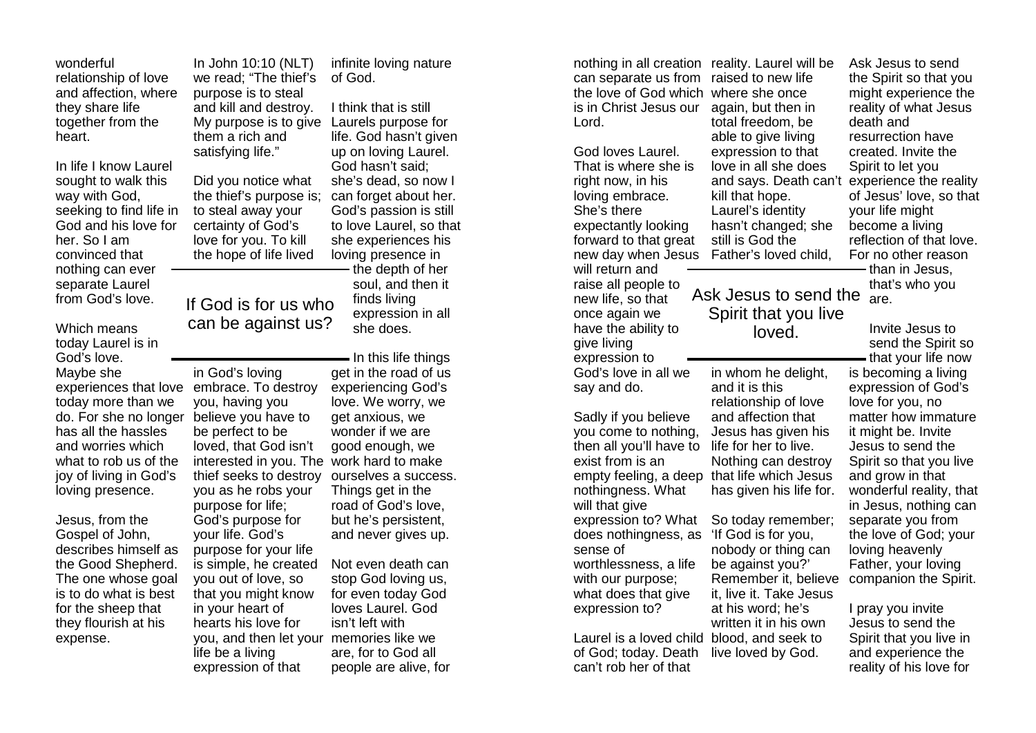wonderful relationship of love and affection, where they share life together from the heart.

In life I know Laurel sought to walk this way with God, seeking to find life in God and his love for her. So I am convinced that nothing can ever separate Laurel from God's love.

Which means today Laurel is in God's love. Maybe she experiences that love today more than we do. For she no longer has all the hassles and worries which what to rob us of the joy of living in God's loving presence.

Jesus, from the Gospel of John, describes himself as the Good Shepherd. The one whose goal is to do what is best for the sheep that they flourish at his expense.

In John 10:10 (NLT) we read; "The thief's purpose is to steal and kill and destroy. My purpose is to give them a rich and satisfying life."

Did you notice what the thief's purpose is; to steal away your certainty of God's love for you. To kill the hope of life lived

> If God is for us who can be against us?

in God's loving embrace. To destroy you, having you believe you have to be perfect to be loved, that God isn't interested in you. The thief seeks to destroy you as he robs your purpose for life; God's purpose for your life. God's purpose for your life is simple, he created you out of love, so that you might know in your heart of hearts his love for you, and then let your life be a living expression of that infinite loving nature of God.

I think that is still Laurels purpose for life. God hasn't given up on loving Laurel. God hasn't said; she's dead, so now I can forget about her. God's passion is still to love Laurel, so that she experiences his loving presence in the depth of her soul, and then it finds living expression in all she does.

In this life things get in the road of us experiencing God's love. We worry, we get anxious, we wonder if we are good enough, we work hard to make ourselves a success. Things get in the road of God's love, but he's persistent, and never gives up.

Not even death can stop God loving us, for even today God loves Laurel. God isn't left with memories like we are, for to God all people are alive, for nothing in all creation can separate us from the love of God which is in Christ Jesus our Lord.

God loves Laurel. That is where she is right now, in his loving embrace. She's there expectantly looking forward to that great new day when Jesus will return and raise all people to new life, so that once again we have the ability to give living expression to God's love in all we say and do.

Sadly if you believe you come to nothing, then all you'll have to exist from is an empty feeling, a deep nothingness. What will that give expression to? What does nothingness, as sense of worthlessness, a life with our purpose; what does that give expression to?

Laurel is a loved child of God; today. Death can't rob her of that reality. Laurel will be raised to new life where she once again, but then in total freedom, be able to give living expression to that love in all she does and says. Death can't kill that hope. Laurel's identity hasn't changed; she still is God the Father's loved child,

> Ask Jesus to send the Spirit that you live loved.

in whom he delight, and it is this relationship of love and affection that Jesus has given his life for her to live. Nothing can destroy that life which Jesus has given his life for.

So today remember; 'If God is for you, nobody or thing can be against you?' Remember it, believe it, live it. Take Jesus at his word; he's written it in his own blood, and seek to live loved by God.

Ask Jesus to send the Spirit so that you might experience the reality of what Jesus death and resurrection have created. Invite the Spirit to let you experience the reality of Jesus' love, so that your life might become a living reflection of that love. For no other reason than in Jesus, that's who you are.

Invite Jesus to send the Spirit so that your life now is becoming a living expression of God's love for you, no matter how immature it might be. Invite Jesus to send the Spirit so that you live and grow in that wonderful reality, that in Jesus, nothing can separate you from the love of God; your loving heavenly Father, your loving companion the Spirit.

I pray you invite Jesus to send the Spirit that you live in and experience the reality of his love for